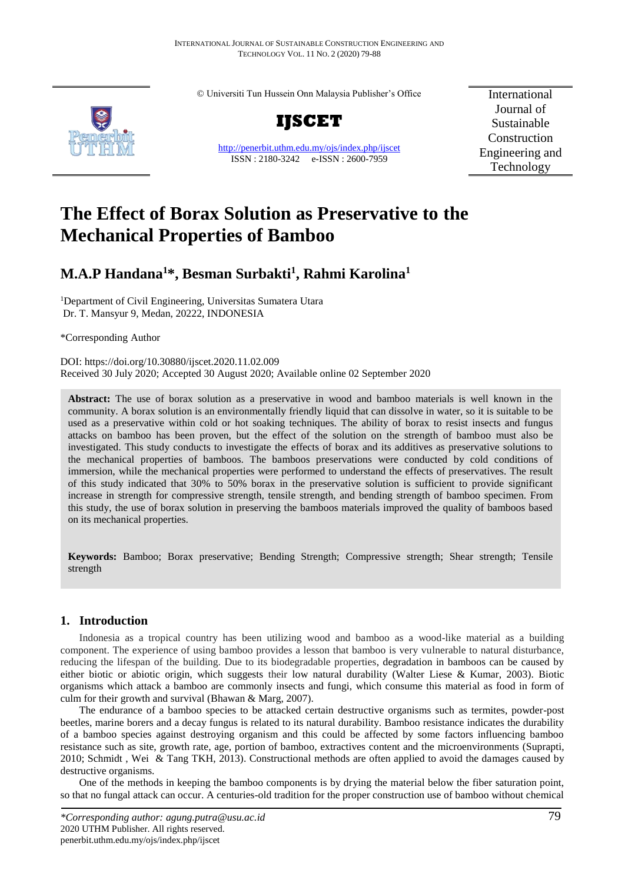# The Effect of Borax Solution as Preservative to the Mechanical Properties of Bamboo

**M.A.P Handana[1]*, Besman Surbakti[1], Rahmi Karolina[1]**

[1]Department of Civil Engineering, Universitas Sumatera Utara
Dr. T. Mansyur 9, Medan, 20222, INDONESIA

*Corresponding Author

DOI: https://doi.org/10.30880/ijscet.2020.11.02.009
Received 30 July 2020; Accepted 30 August 2020; Available online 02 September 2020

**Abstract:** The use of borax solution as a preservative in wood and bamboo materials is well known in the community. A borax solution is an environmentally friendly liquid that can dissolve in water, so it is suitable to be used as a preservative within cold or hot soaking techniques. The ability of borax to resist insects and fungus attacks on bamboo has been proven, but the effect of the solution on the strength of bamboo must also be investigated. This study conducts to investigate the effects of borax and its additives as preservative solutions to the mechanical properties of bamboos. The bamboos preservations were conducted by cold conditions of immersion, while the mechanical properties were performed to understand the effects of preservatives. The result of this study indicated that 30% to 50% borax in the preservative solution is sufficient to provide significant increase in strength for compressive strength, tensile strength, and bending strength of bamboo specimen. From this study, the use of borax solution in preserving the bamboos materials improved the quality of bamboos based on its mechanical properties.

**Keywords:** Bamboo; Borax preservative; Bending Strength; Compressive strength; Shear strength; Tensile strength

## 1. Introduction

Indonesia as a tropical country has been utilizing wood and bamboo as a wood-like material as a building component. The experience of using bamboo provides a lesson that bamboo is very vulnerable to natural disturbance, reducing the lifespan of the building. Due to its biodegradable properties, degradation in bamboos can be caused by either biotic or abiotic origin, which suggests their low natural durability (Walter Liese & Kumar, 2003). Biotic organisms which attack a bamboo are commonly insects and fungi, which consume this material as food in form of culm for their growth and survival (Bhawan & Marg, 2007).

The endurance of a bamboo species to be attacked certain destructive organisms such as termites, powder-post beetles, marine borers and a decay fungus is related to its natural durability. Bamboo resistance indicates the durability of a bamboo species against destroying organism and this could be affected by some factors influencing bamboo resistance such as site, growth rate, age, portion of bamboo, extractives content and the microenvironments (Suprapti, 2010; Schmidt , Wei & Tang TKH, 2013). Constructional methods are often applied to avoid the damages caused by destructive organisms.

One of the methods in keeping the bamboo components is by drying the material below the fiber saturation point, so that no fungal attack can occur. A centuries-old tradition for the proper construction use of bamboo without chemical

*\*Corresponding author: agung.putra@usu.ac.id*
2020 UTHM Publisher. All rights reserved.
penerbit.uthm.edu.my/ojs/index.php/ijscet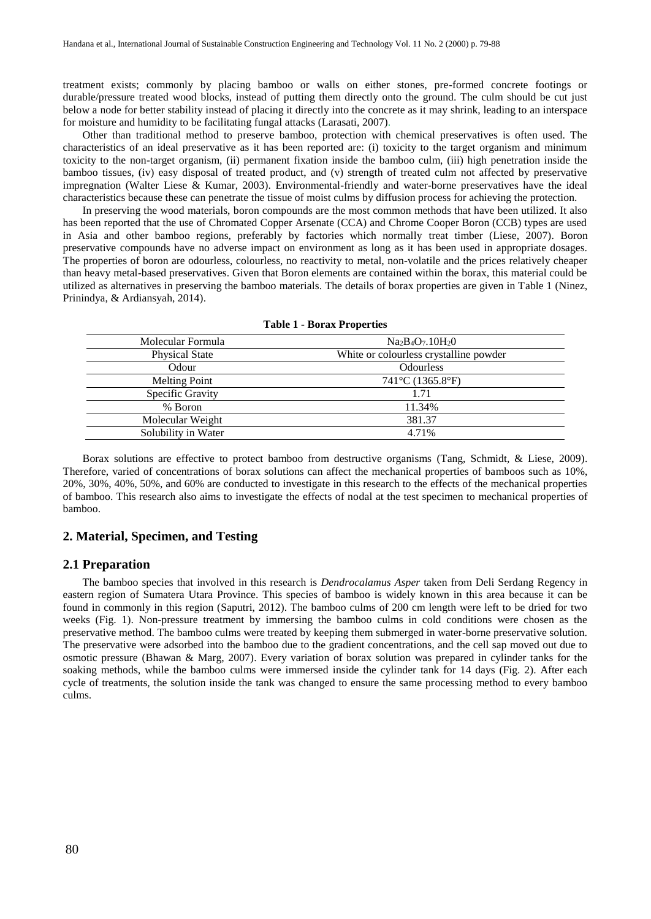treatment exists; commonly by placing bamboo or walls on either stones, pre-formed concrete footings or durable/pressure treated wood blocks, instead of putting them directly onto the ground. The culm should be cut just below a node for better stability instead of placing it directly into the concrete as it may shrink, leading to an interspace for moisture and humidity to be facilitating fungal attacks (Larasati, 2007).

Other than traditional method to preserve bamboo, protection with chemical preservatives is often used. The characteristics of an ideal preservative as it has been reported are: (i) toxicity to the target organism and minimum toxicity to the non-target organism, (ii) permanent fixation inside the bamboo culm, (iii) high penetration inside the bamboo tissues, (iv) easy disposal of treated product, and (v) strength of treated culm not affected by preservative impregnation (Walter Liese & Kumar, 2003). Environmental-friendly and water-borne preservatives have the ideal characteristics because these can penetrate the tissue of moist culms by diffusion process for achieving the protection.

In preserving the wood materials, boron compounds are the most common methods that have been utilized. It also has been reported that the use of Chromated Copper Arsenate (CCA) and Chrome Cooper Boron (CCB) types are used in Asia and other bamboo regions, preferably by factories which normally treat timber (Liese, 2007). Boron preservative compounds have no adverse impact on environment as long as it has been used in appropriate dosages. The properties of boron are odourless, colourless, no reactivity to metal, non-volatile and the prices relatively cheaper than heavy metal-based preservatives. Given that Boron elements are contained within the borax, this material could be utilized as alternatives in preserving the bamboo materials. The details of borax properties are given in Table 1 (Ninez, Prinindya, & Ardiansyah, 2014).

**Table 1 - Borax Properties**

| | |
|---|---|
| Molecular Formula | $Na_2B_4O_7.10H_20$ |
| Physical State | White or colourless crystalline powder |
| Odour | Odourless |
| Melting Point | 741°C (1365.8°F) |
| Specific Gravity | 1.71 |
| % Boron | 11.34% |
| Molecular Weight | 381.37 |
| Solubility in Water | 4.71% |

Borax solutions are effective to protect bamboo from destructive organisms (Tang, Schmidt, & Liese, 2009). Therefore, varied of concentrations of borax solutions can affect the mechanical properties of bamboos such as 10%, 20%, 30%, 40%, 50%, and 60% are conducted to investigate in this research to the effects of the mechanical properties of bamboo. This research also aims to investigate the effects of nodal at the test specimen to mechanical properties of bamboo.

## 2. Material, Specimen, and Testing

### 2.1 Preparation

The bamboo species that involved in this research is *Dendrocalamus Asper* taken from Deli Serdang Regency in eastern region of Sumatera Utara Province. This species of bamboo is widely known in this area because it can be found in commonly in this region (Saputri, 2012). The bamboo culms of 200 cm length were left to be dried for two weeks (Fig. 1). Non-pressure treatment by immersing the bamboo culms in cold conditions were chosen as the preservative method. The bamboo culms were treated by keeping them submerged in water-borne preservative solution. The preservative were adsorbed into the bamboo due to the gradient concentrations, and the cell sap moved out due to osmotic pressure (Bhawan & Marg, 2007). Every variation of borax solution was prepared in cylinder tanks for the soaking methods, while the bamboo culms were immersed inside the cylinder tank for 14 days (Fig. 2). After each cycle of treatments, the solution inside the tank was changed to ensure the same processing method to every bamboo culms.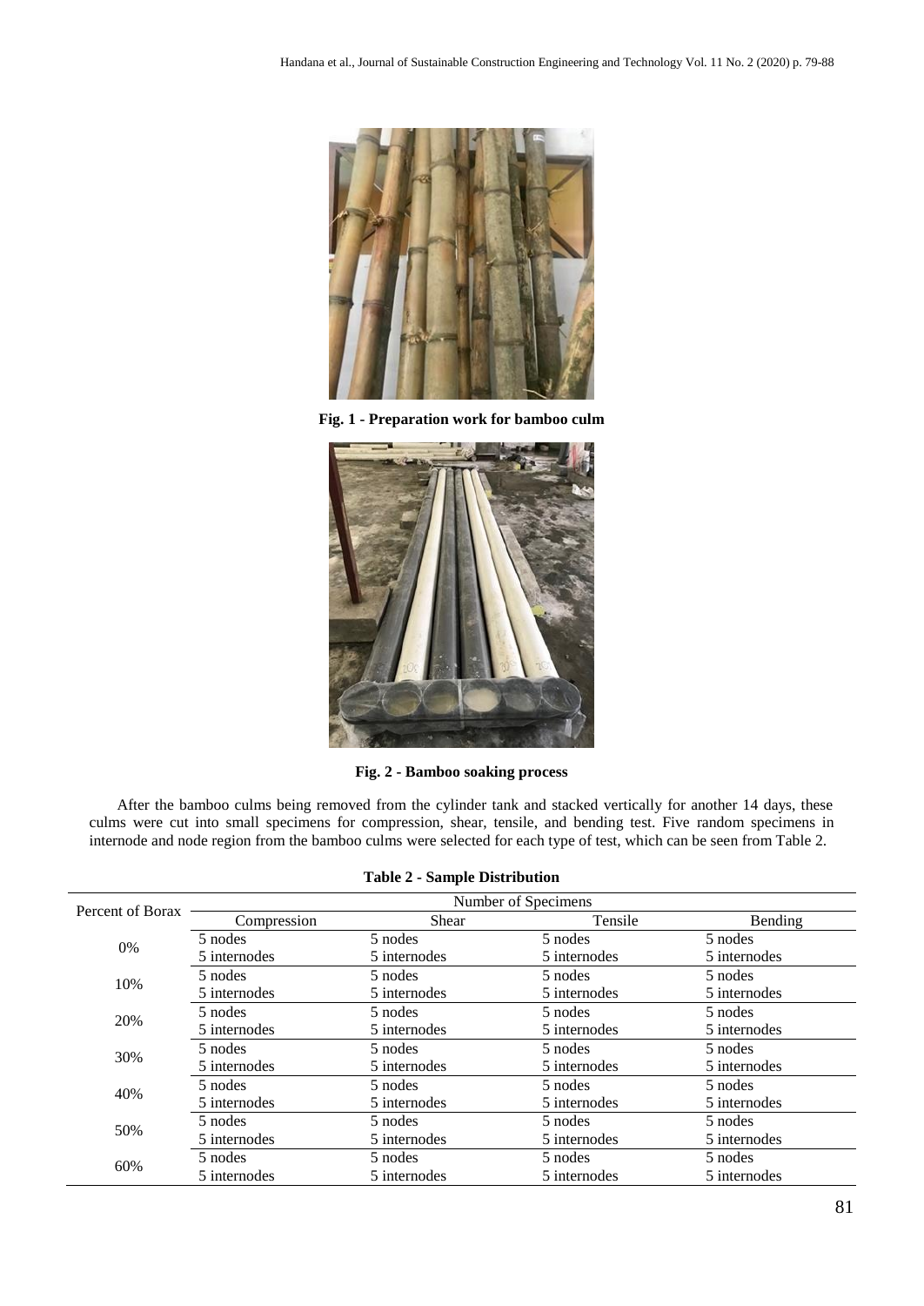**Fig. 1 - Preparation work for bamboo culm**

**Fig. 2 - Bamboo soaking process**

After the bamboo culms being removed from the cylinder tank and stacked vertically for another 14 days, these culms were cut into small specimens for compression, shear, tensile, and bending test. Five random specimens in internode and node region from the bamboo culms were selected for each type of test, which can be seen from Table 2.

**Table 2 - Sample Distribution**

| Percent of Borax | Number of Specimens | | | |
|---|---|---|---|---|
| | Compression | Shear | Tensile | Bending |
| 0% | 5 nodes<br>5 internodes | 5 nodes<br>5 internodes | 5 nodes<br>5 internodes | 5 nodes<br>5 internodes |
| 10% | 5 nodes<br>5 internodes | 5 nodes<br>5 internodes | 5 nodes<br>5 internodes | 5 nodes<br>5 internodes |
| 20% | 5 nodes<br>5 internodes | 5 nodes<br>5 internodes | 5 nodes<br>5 internodes | 5 nodes<br>5 internodes |
| 30% | 5 nodes<br>5 internodes | 5 nodes<br>5 internodes | 5 nodes<br>5 internodes | 5 nodes<br>5 internodes |
| 40% | 5 nodes<br>5 internodes | 5 nodes<br>5 internodes | 5 nodes<br>5 internodes | 5 nodes<br>5 internodes |
| 50% | 5 nodes<br>5 internodes | 5 nodes<br>5 internodes | 5 nodes<br>5 internodes | 5 nodes<br>5 internodes |
| 60% | 5 nodes<br>5 internodes | 5 nodes<br>5 internodes | 5 nodes<br>5 internodes | 5 nodes<br>5 internodes |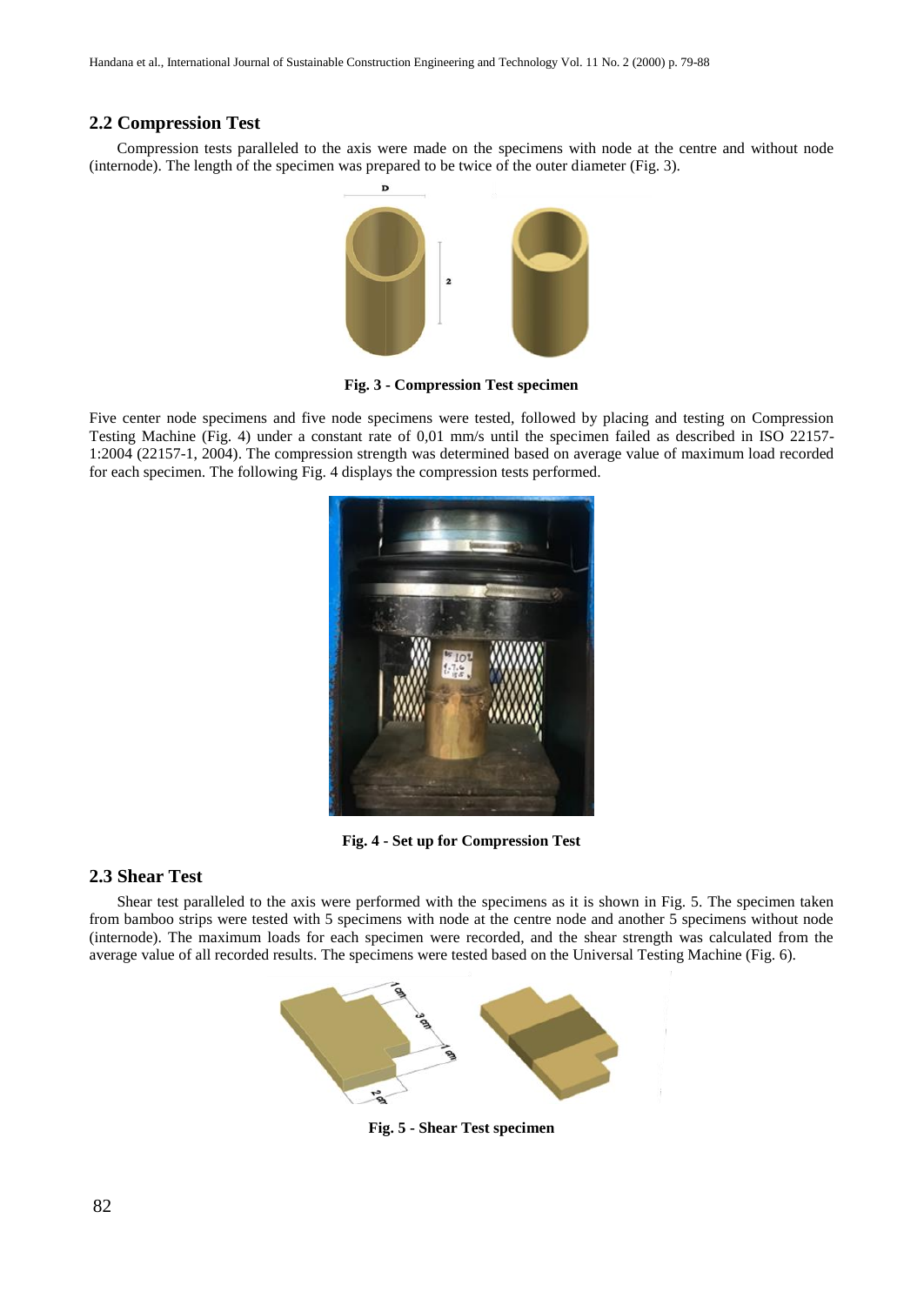## 2.2 Compression Test

Compression tests paralleled to the axis were made on the specimens with node at the centre and without node (internode). The length of the specimen was prepared to be twice of the outer diameter (Fig. 3).

**Fig. 3 - Compression Test specimen**

Five center node specimens and five node specimens were tested, followed by placing and testing on Compression Testing Machine (Fig. 4) under a constant rate of 0,01 mm/s until the specimen failed as described in ISO 22157-1:2004 (22157-1, 2004). The compression strength was determined based on average value of maximum load recorded for each specimen. The following Fig. 4 displays the compression tests performed.

**Fig. 4 - Set up for Compression Test**

## 2.3 Shear Test

Shear test paralleled to the axis were performed with the specimens as it is shown in Fig. 5. The specimen taken from bamboo strips were tested with 5 specimens with node at the centre node and another 5 specimens without node (internode). The maximum loads for each specimen were recorded, and the shear strength was calculated from the average value of all recorded results. The specimens were tested based on the Universal Testing Machine (Fig. 6).

**Fig. 5 - Shear Test specimen**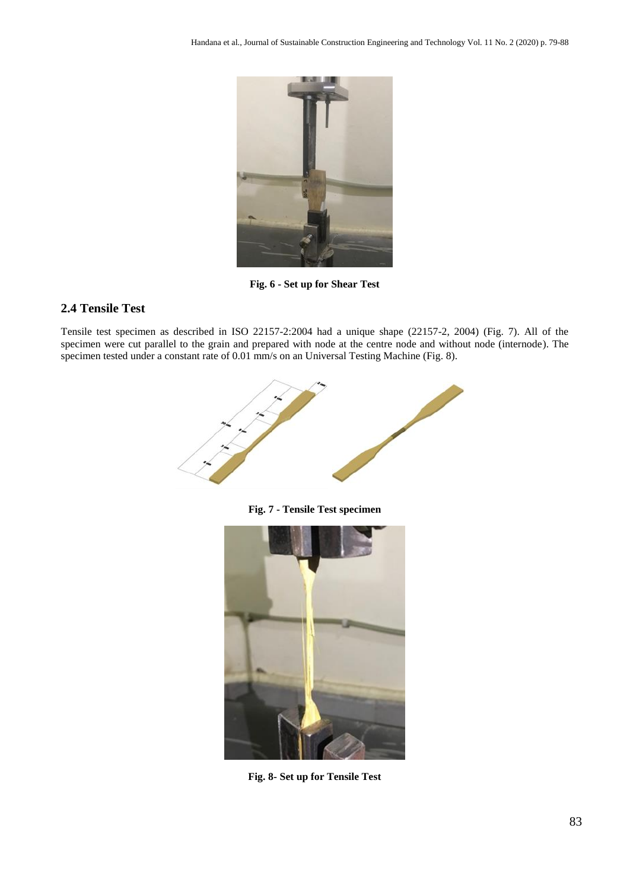Fig. 6 - Set up for Shear Test

## 2.4 Tensile Test

Tensile test specimen as described in ISO 22157-2:2004 had a unique shape (22157-2, 2004) (Fig. 7). All of the specimen were cut parallel to the grain and prepared with node at the centre node and without node (internode). The specimen tested under a constant rate of 0.01 mm/s on an Universal Testing Machine (Fig. 8).

Fig. 7 - Tensile Test specimen

Fig. 8- Set up for Tensile Test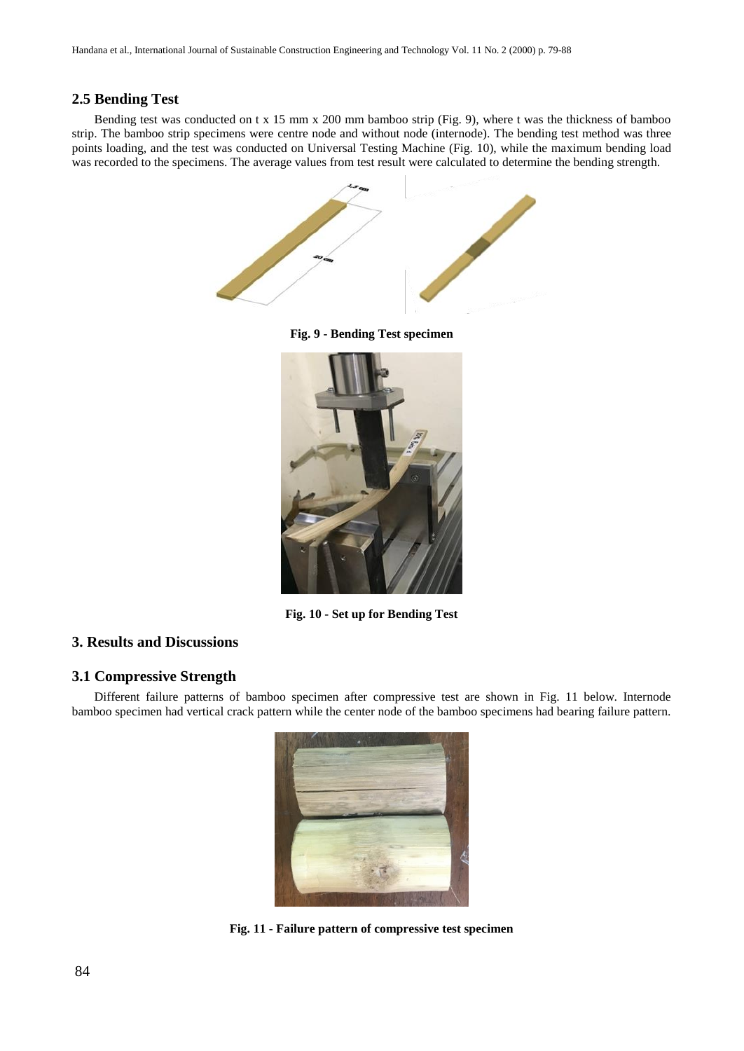### 2.5 Bending Test

Bending test was conducted on t x 15 mm x 200 mm bamboo strip (Fig. 9), where t was the thickness of bamboo strip. The bamboo strip specimens were centre node and without node (internode). The bending test method was three points loading, and the test was conducted on Universal Testing Machine (Fig. 10), while the maximum bending load was recorded to the specimens. The average values from test result were calculated to determine the bending strength.

**Fig. 9 - Bending Test specimen**

**Fig. 10 - Set up for Bending Test**

## 3. Results and Discussions

### 3.1 Compressive Strength

Different failure patterns of bamboo specimen after compressive test are shown in Fig. 11 below. Internode bamboo specimen had vertical crack pattern while the center node of the bamboo specimens had bearing failure pattern.

**Fig. 11 - Failure pattern of compressive test specimen**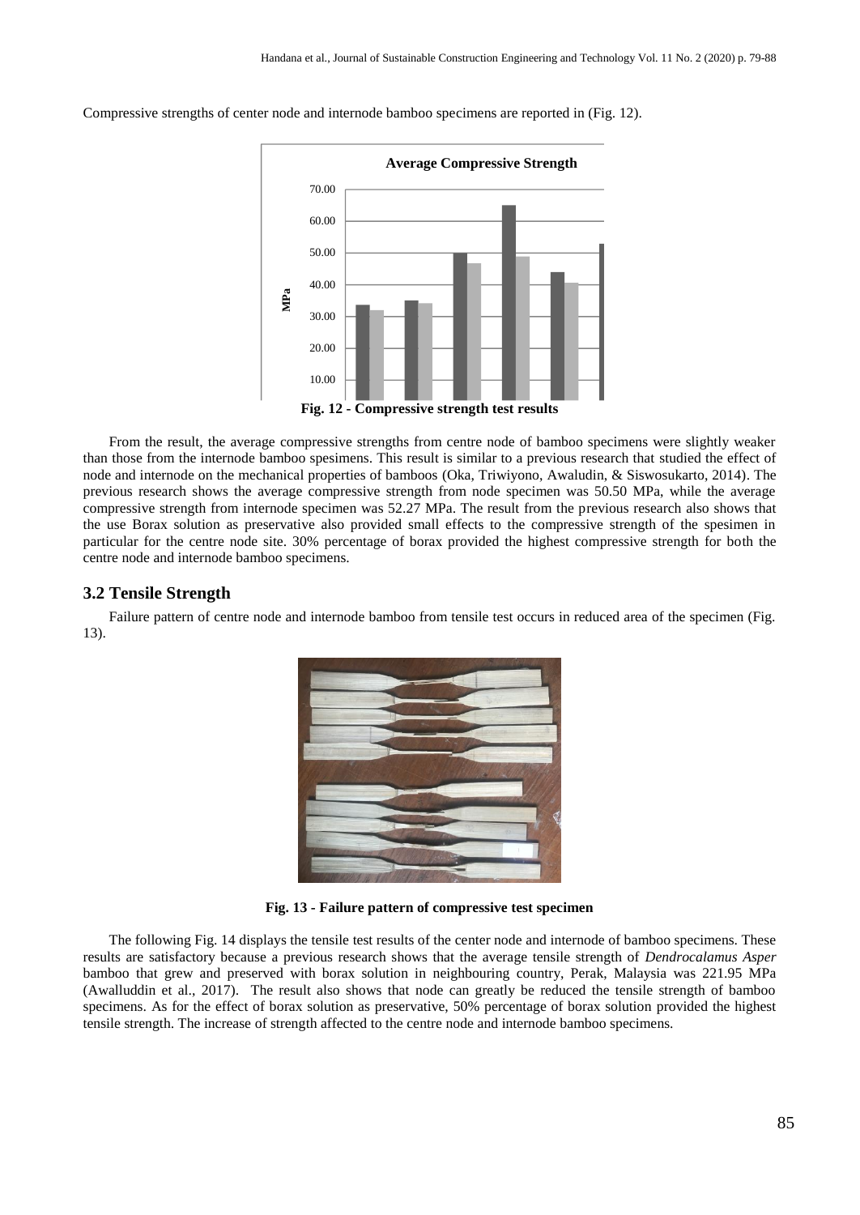Compressive strengths of center node and internode bamboo specimens are reported in (Fig. 12).

**Fig. 12 - Compressive strength test results**

From the result, the average compressive strengths from centre node of bamboo specimens were slightly weaker than those from the internode bamboo spesimens. This result is similar to a previous research that studied the effect of node and internode on the mechanical properties of bamboos (Oka, Triwiyono, Awaludin, & Siswosukarto, 2014). The previous research shows the average compressive strength from node specimen was 50.50 MPa, while the average compressive strength from internode specimen was 52.27 MPa. The result from the previous research also shows that the use Borax solution as preservative also provided small effects to the compressive strength of the spesimen in particular for the centre node site. 30% percentage of borax provided the highest compressive strength for both the centre node and internode bamboo specimens.

## 3.2 Tensile Strength

Failure pattern of centre node and internode bamboo from tensile test occurs in reduced area of the specimen (Fig. 13).

**Fig. 13 - Failure pattern of compressive test specimen**

The following Fig. 14 displays the tensile test results of the center node and internode of bamboo specimens. These results are satisfactory because a previous research shows that the average tensile strength of *Dendrocalamus Asper* bamboo that grew and preserved with borax solution in neighbouring country, Perak, Malaysia was 221.95 MPa (Awalluddin et al., 2017). The result also shows that node can greatly be reduced the tensile strength of bamboo specimens. As for the effect of borax solution as preservative, 50% percentage of borax solution provided the highest tensile strength. The increase of strength affected to the centre node and internode bamboo specimens.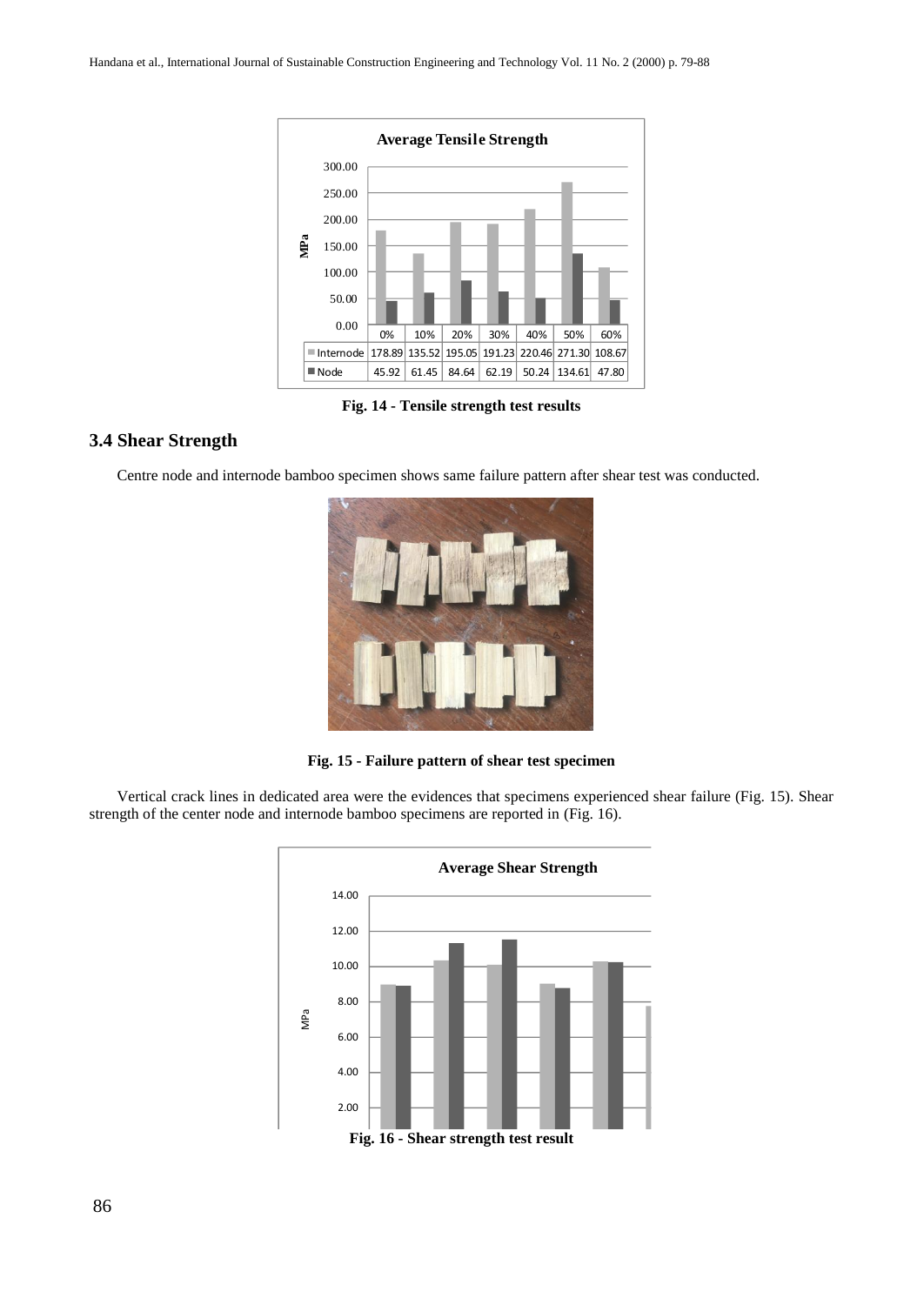| | 0% | 10% | 20% | 30% | 40% | 50% | 60% |
|---|---|---|---|---|---|---|---|
| Internode | 178.89 | 135.52 | 195.05 | 191.23 | 220.46 | 271.30 | 108.67 |
| Node | 45.92 | 61.45 | 84.64 | 62.19 | 50.24 | 134.61 | 47.80 |

**Fig. 14 - Tensile strength test results**

## 3.4 Shear Strength

Centre node and internode bamboo specimen shows same failure pattern after shear test was conducted.

**Fig. 15 - Failure pattern of shear test specimen**

Vertical crack lines in dedicated area were the evidences that specimens experienced shear failure (Fig. 15). Shear strength of the center node and internode bamboo specimens are reported in (Fig. 16).

**Fig. 16 - Shear strength test result**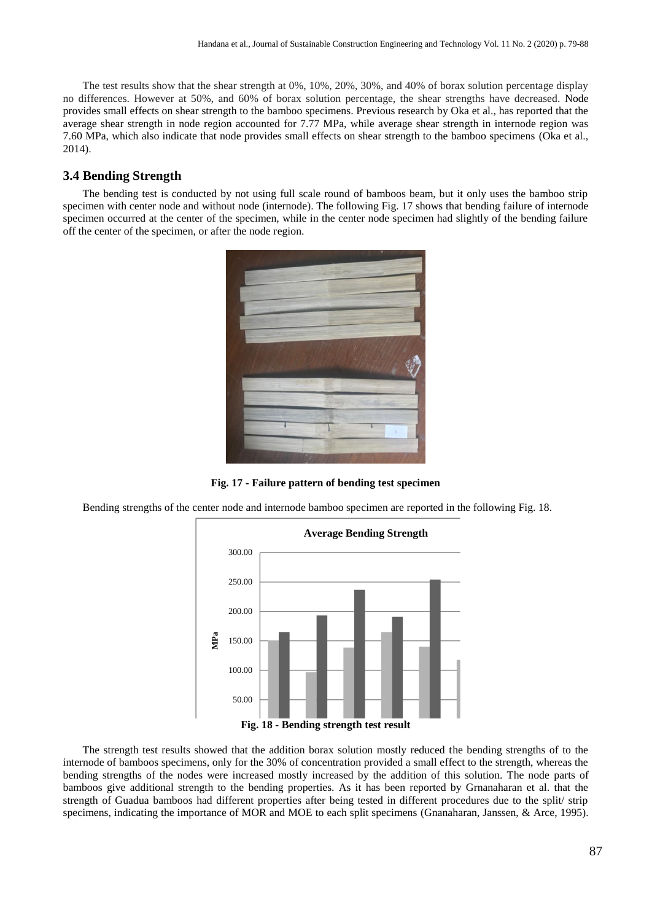The test results show that the shear strength at 0%, 10%, 20%, 30%, and 40% of borax solution percentage display no differences. However at 50%, and 60% of borax solution percentage, the shear strengths have decreased. Node provides small effects on shear strength to the bamboo specimens. Previous research by Oka et al., has reported that the average shear strength in node region accounted for 7.77 MPa, while average shear strength in internode region was 7.60 MPa, which also indicate that node provides small effects on shear strength to the bamboo specimens (Oka et al., 2014).

### 3.4 Bending Strength

The bending test is conducted by not using full scale round of bamboos beam, but it only uses the bamboo strip specimen with center node and without node (internode). The following Fig. 17 shows that bending failure of internode specimen occurred at the center of the specimen, while in the center node specimen had slightly of the bending failure off the center of the specimen, or after the node region.

**Fig. 17 - Failure pattern of bending test specimen**

Bending strengths of the center node and internode bamboo specimen are reported in the following Fig. 18.

**Fig. 18 - Bending strength test result**

The strength test results showed that the addition borax solution mostly reduced the bending strengths of to the internode of bamboos specimens, only for the 30% of concentration provided a small effect to the strength, whereas the bending strengths of the nodes were increased mostly increased by the addition of this solution. The node parts of bamboos give additional strength to the bending properties. As it has been reported by Grnanaharan et al. that the strength of Guadua bamboos had different properties after being tested in different procedures due to the split/ strip specimens, indicating the importance of MOR and MOE to each split specimens (Gnanaharan, Janssen, & Arce, 1995).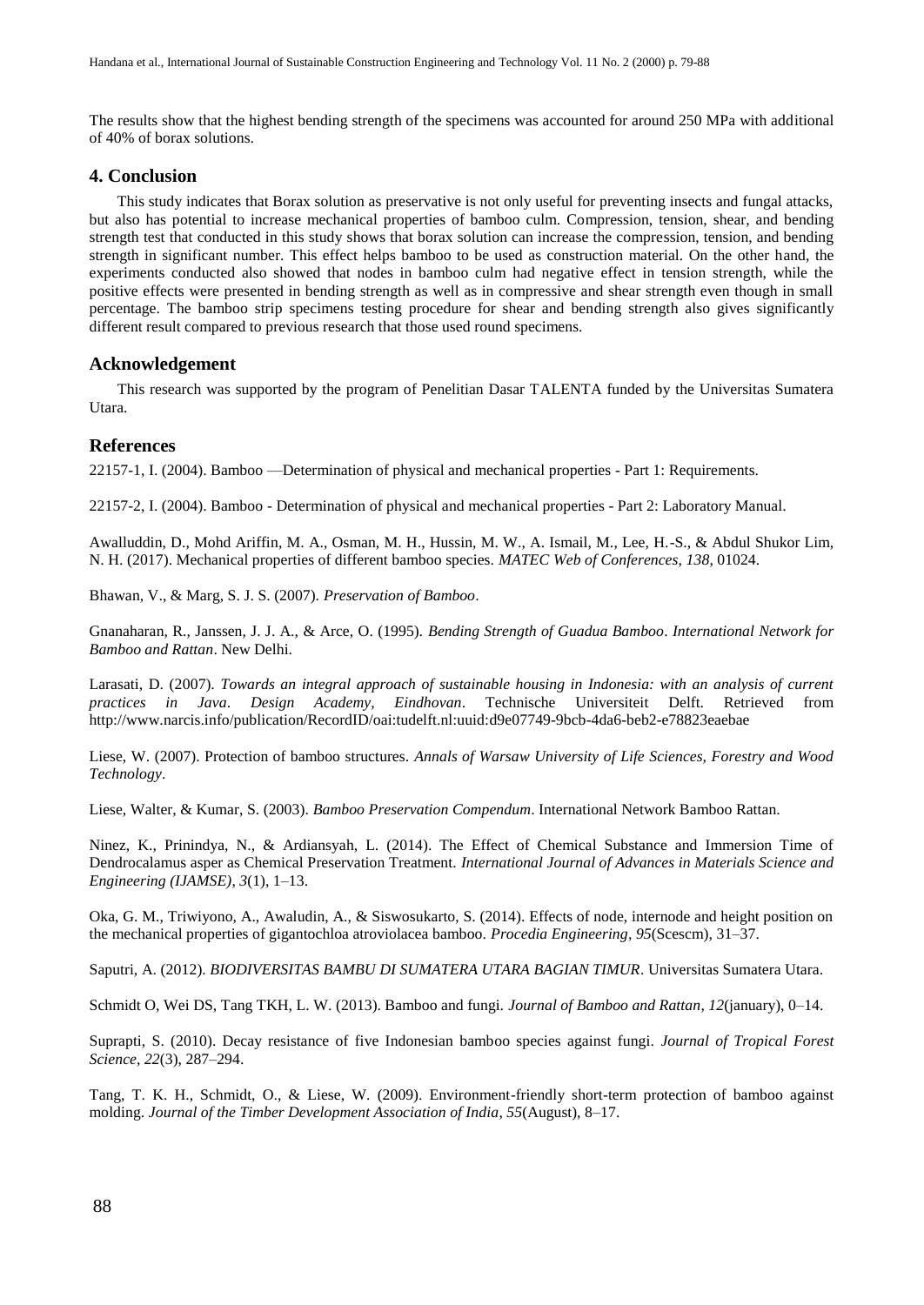The results show that the highest bending strength of the specimens was accounted for around 250 MPa with additional of 40% of borax solutions.

## 4. Conclusion

This study indicates that Borax solution as preservative is not only useful for preventing insects and fungal attacks, but also has potential to increase mechanical properties of bamboo culm. Compression, tension, shear, and bending strength test that conducted in this study shows that borax solution can increase the compression, tension, and bending strength in significant number. This effect helps bamboo to be used as construction material. On the other hand, the experiments conducted also showed that nodes in bamboo culm had negative effect in tension strength, while the positive effects were presented in bending strength as well as in compressive and shear strength even though in small percentage. The bamboo strip specimens testing procedure for shear and bending strength also gives significantly different result compared to previous research that those used round specimens.

## Acknowledgement

This research was supported by the program of Penelitian Dasar TALENTA funded by the Universitas Sumatera Utara.

## References

22157-1, I. (2004). Bamboo —Determination of physical and mechanical properties - Part 1: Requirements.

22157-2, I. (2004). Bamboo - Determination of physical and mechanical properties - Part 2: Laboratory Manual.

Awalluddin, D., Mohd Ariffin, M. A., Osman, M. H., Hussin, M. W., A. Ismail, M., Lee, H.-S., & Abdul Shukor Lim, N. H. (2017). Mechanical properties of different bamboo species. *MATEC Web of Conferences*, *138*, 01024.

Bhawan, V., & Marg, S. J. S. (2007). *Preservation of Bamboo*.

Gnanaharan, R., Janssen, J. J. A., & Arce, O. (1995). *Bending Strength of Guadua Bamboo*. *International Network for Bamboo and Rattan*. New Delhi.

Larasati, D. (2007). *Towards an integral approach of sustainable housing in Indonesia: with an analysis of current practices in Java*. *Design Academy, Eindhovan*. Technische Universiteit Delft. Retrieved from http://www.narcis.info/publication/RecordID/oai:tudelft.nl:uuid:d9e07749-9bcb-4da6-beb2-e78823eaebae

Liese, W. (2007). Protection of bamboo structures. *Annals of Warsaw University of Life Sciences, Forestry and Wood Technology*.

Liese, Walter, & Kumar, S. (2003). *Bamboo Preservation Compendum*. International Network Bamboo Rattan.

Ninez, K., Prinindya, N., & Ardiansyah, L. (2014). The Effect of Chemical Substance and Immersion Time of Dendrocalamus asper as Chemical Preservation Treatment. *International Journal of Advances in Materials Science and Engineering (IJAMSE)*, *3*(1), 1–13.

Oka, G. M., Triwiyono, A., Awaludin, A., & Siswosukarto, S. (2014). Effects of node, internode and height position on the mechanical properties of gigantochloa atroviolacea bamboo. *Procedia Engineering*, *95*(Scescm), 31–37.

Saputri, A. (2012). *BIODIVERSITAS BAMBU DI SUMATERA UTARA BAGIAN TIMUR*. Universitas Sumatera Utara.

Schmidt O, Wei DS, Tang TKH, L. W. (2013). Bamboo and fungi. *Journal of Bamboo and Rattan*, *12*(january), 0–14.

Suprapti, S. (2010). Decay resistance of five Indonesian bamboo species against fungi. *Journal of Tropical Forest Science*, *22*(3), 287–294.

Tang, T. K. H., Schmidt, O., & Liese, W. (2009). Environment-friendly short-term protection of bamboo against molding. *Journal of the Timber Development Association of India*, *55*(August), 8–17.